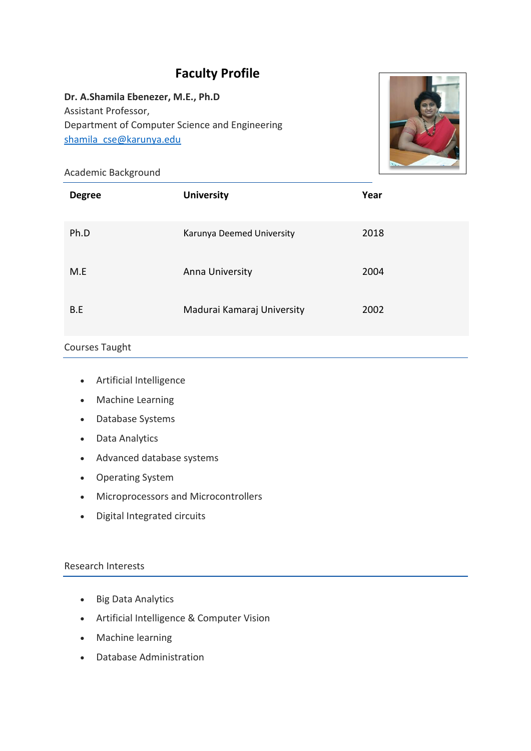# Faculty Profile

**Dr. A.Shamila Ebenezer, M.E., Ph.D**
Assistant Professor,
Department of Computer Science and Engineering
[shamila_cse@karunya.edu](mailto:shamila_cse@karunya.edu)

## Academic Background

| Degree | University | Year |
|---|---|---|
| Ph.D | Karunya Deemed University | 2018 |
| M.E | Anna University | 2004 |
| B.E | Madurai Kamaraj University | 2002 |

## Courses Taught

- Artificial Intelligence
- Machine Learning
- Database Systems
- Data Analytics
- Advanced database systems
- Operating System
- Microprocessors and Microcontrollers
- Digital Integrated circuits

## Research Interests

- Big Data Analytics
- Artificial Intelligence & Computer Vision
- Machine learning
- Database Administration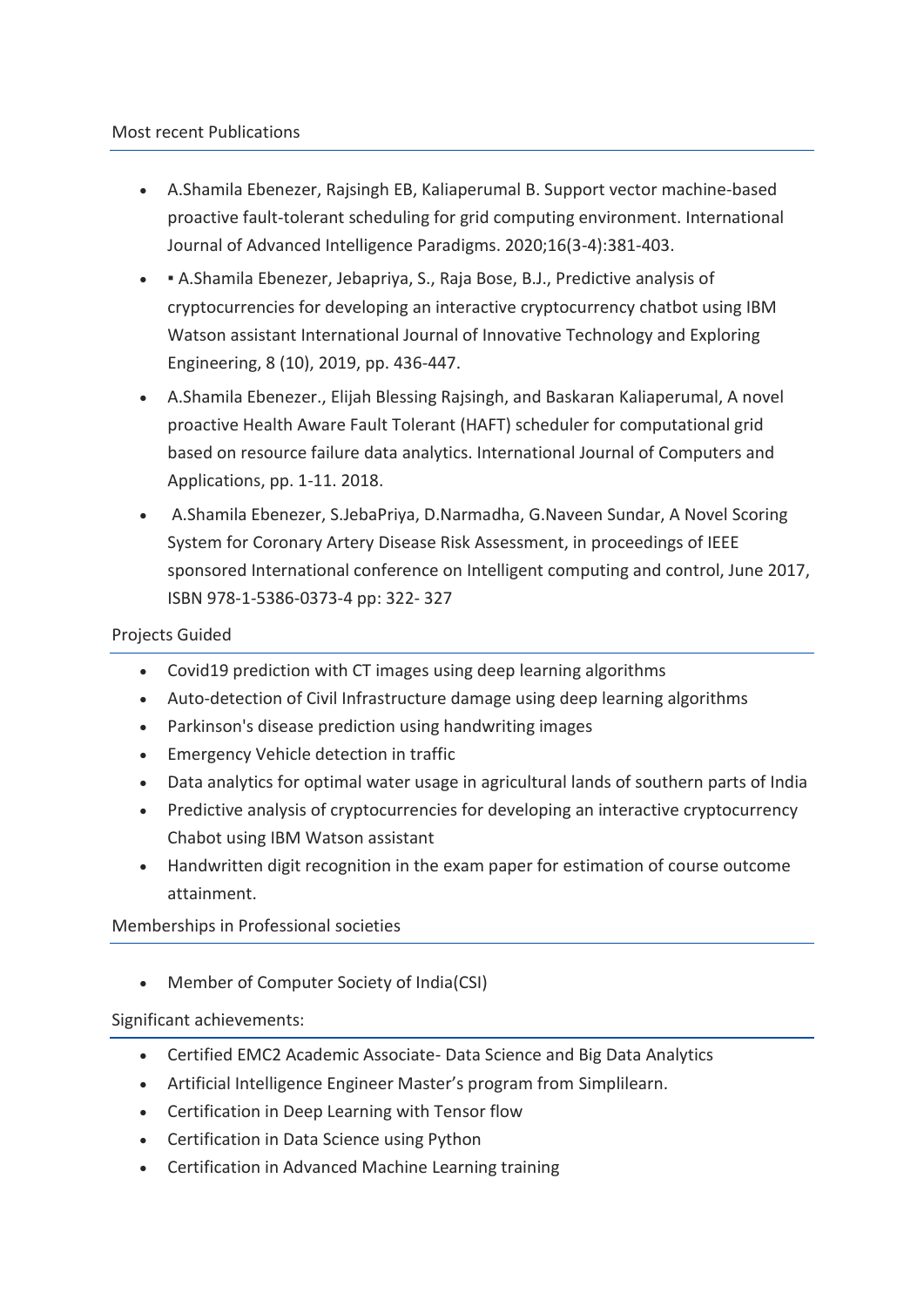## Most recent Publications

- A.Shamila Ebenezer, Rajsingh EB, Kaliaperumal B. Support vector machine-based proactive fault-tolerant scheduling for grid computing environment. International Journal of Advanced Intelligence Paradigms. 2020;16(3-4):381-403.
- ▪ A.Shamila Ebenezer, Jebapriya, S., Raja Bose, B.J., Predictive analysis of cryptocurrencies for developing an interactive cryptocurrency chatbot using IBM Watson assistant International Journal of Innovative Technology and Exploring Engineering, 8 (10), 2019, pp. 436-447.
- A.Shamila Ebenezer., Elijah Blessing Rajsingh, and Baskaran Kaliaperumal, A novel proactive Health Aware Fault Tolerant (HAFT) scheduler for computational grid based on resource failure data analytics. International Journal of Computers and Applications, pp. 1-11. 2018.
- A.Shamila Ebenezer, S.JebaPriya, D.Narmadha, G.Naveen Sundar, A Novel Scoring System for Coronary Artery Disease Risk Assessment, in proceedings of IEEE sponsored International conference on Intelligent computing and control, June 2017, ISBN 978-1-5386-0373-4 pp: 322- 327

## Projects Guided

- Covid19 prediction with CT images using deep learning algorithms
- Auto-detection of Civil Infrastructure damage using deep learning algorithms
- Parkinson's disease prediction using handwriting images
- Emergency Vehicle detection in traffic
- Data analytics for optimal water usage in agricultural lands of southern parts of India
- Predictive analysis of cryptocurrencies for developing an interactive cryptocurrency Chabot using IBM Watson assistant
- Handwritten digit recognition in the exam paper for estimation of course outcome attainment.

## Memberships in Professional societies

- Member of Computer Society of India(CSI)

## Significant achievements:

- Certified EMC2 Academic Associate- Data Science and Big Data Analytics
- Artificial Intelligence Engineer Master's program from Simplilearn.
- Certification in Deep Learning with Tensor flow
- Certification in Data Science using Python
- Certification in Advanced Machine Learning training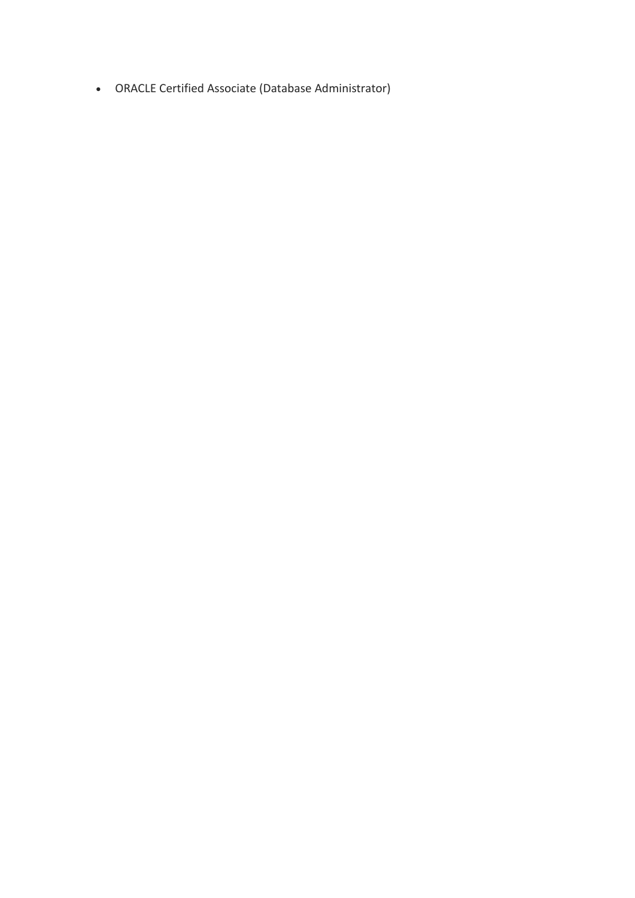- ORACLE Certified Associate (Database Administrator)